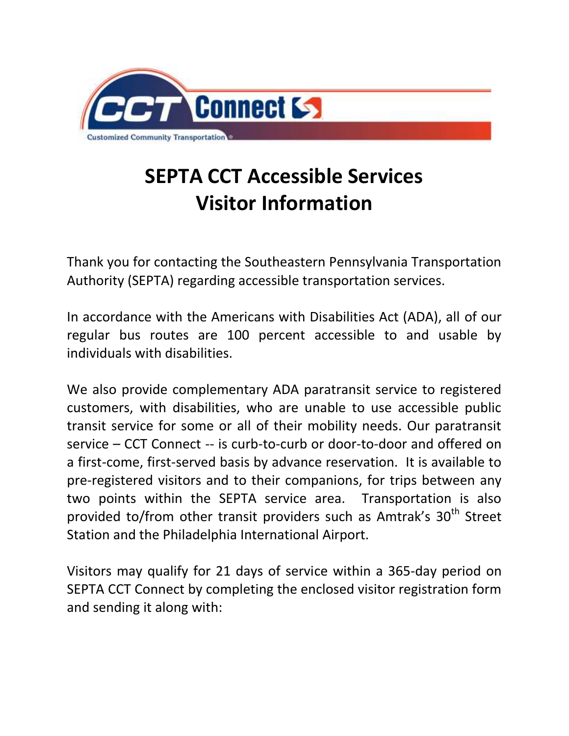CCT Connect

Customized Community Transportation

# SEPTA CCT Accessible Services
# Visitor Information

Thank you for contacting the Southeastern Pennsylvania Transportation Authority (SEPTA) regarding accessible transportation services.

In accordance with the Americans with Disabilities Act (ADA), all of our regular bus routes are 100 percent accessible to and usable by individuals with disabilities.

We also provide complementary ADA paratransit service to registered customers, with disabilities, who are unable to use accessible public transit service for some or all of their mobility needs. Our paratransit service – CCT Connect -- is curb-to-curb or door-to-door and offered on a first-come, first-served basis by advance reservation. It is available to pre-registered visitors and to their companions, for trips between any two points within the SEPTA service area. Transportation is also provided to/from other transit providers such as Amtrak's 30th Street Station and the Philadelphia International Airport.

Visitors may qualify for 21 days of service within a 365-day period on SEPTA CCT Connect by completing the enclosed visitor registration form and sending it along with: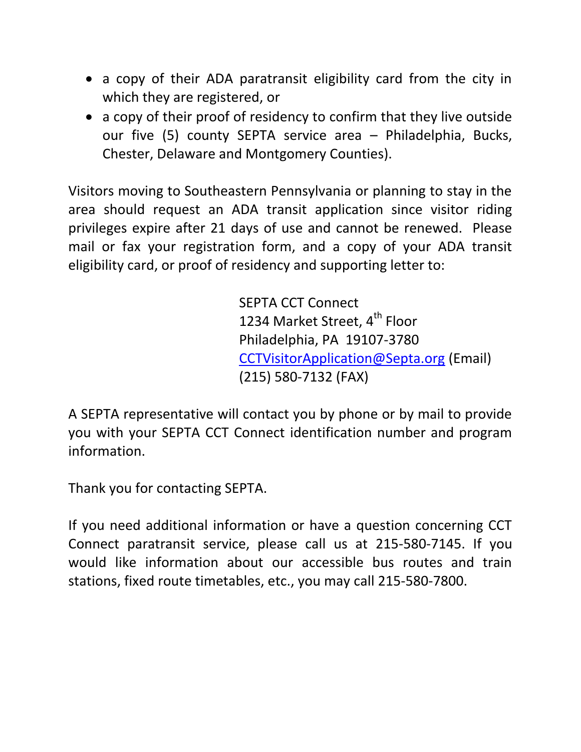- a copy of their ADA paratransit eligibility card from the city in which they are registered, or
- a copy of their proof of residency to confirm that they live outside our five (5) county SEPTA service area – Philadelphia, Bucks, Chester, Delaware and Montgomery Counties).

Visitors moving to Southeastern Pennsylvania or planning to stay in the area should request an ADA transit application since visitor riding privileges expire after 21 days of use and cannot be renewed. Please mail or fax your registration form, and a copy of your ADA transit eligibility card, or proof of residency and supporting letter to:

SEPTA CCT Connect
1234 Market Street, 4th Floor
Philadelphia, PA 19107-3780
CCTVisitorApplication@Septa.org (Email)
(215) 580-7132 (FAX)

A SEPTA representative will contact you by phone or by mail to provide you with your SEPTA CCT Connect identification number and program information.

Thank you for contacting SEPTA.

If you need additional information or have a question concerning CCT Connect paratransit service, please call us at 215-580-7145. If you would like information about our accessible bus routes and train stations, fixed route timetables, etc., you may call 215-580-7800.